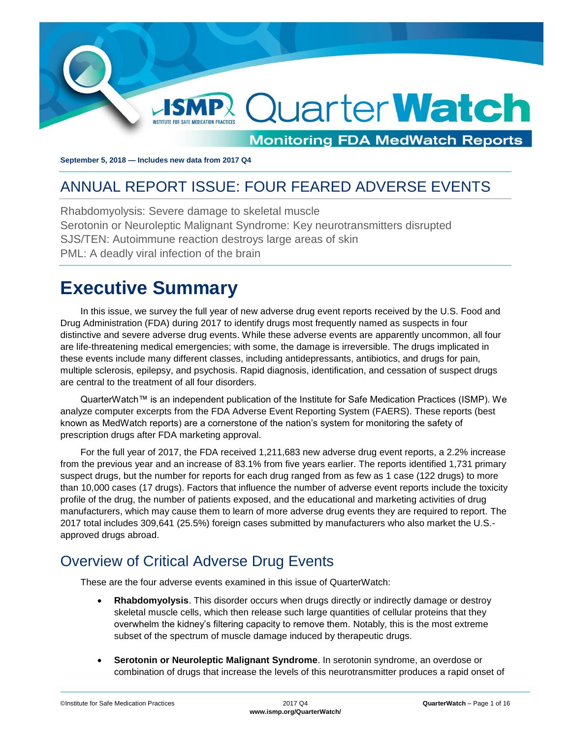September 5, 2018 — Includes new data from 2017 Q4

## ANNUAL REPORT ISSUE: FOUR FEARED ADVERSE EVENTS

Rhabdomyolysis: Severe damage to skeletal muscle
Serotonin or Neuroleptic Malignant Syndrome: Key neurotransmitters disrupted
SJS/TEN: Autoimmune reaction destroys large areas of skin
PML: A deadly viral infection of the brain

# Executive Summary

In this issue, we survey the full year of new adverse drug event reports received by the U.S. Food and Drug Administration (FDA) during 2017 to identify drugs most frequently named as suspects in four distinctive and severe adverse drug events. While these adverse events are apparently uncommon, all four are life-threatening medical emergencies; with some, the damage is irreversible. The drugs implicated in these events include many different classes, including antidepressants, antibiotics, and drugs for pain, multiple sclerosis, epilepsy, and psychosis. Rapid diagnosis, identification, and cessation of suspect drugs are central to the treatment of all four disorders.

QuarterWatch™ is an independent publication of the Institute for Safe Medication Practices (ISMP). We analyze computer excerpts from the FDA Adverse Event Reporting System (FAERS). These reports (best known as MedWatch reports) are a cornerstone of the nation's system for monitoring the safety of prescription drugs after FDA marketing approval.

For the full year of 2017, the FDA received 1,211,683 new adverse drug event reports, a 2.2% increase from the previous year and an increase of 83.1% from five years earlier. The reports identified 1,731 primary suspect drugs, but the number for reports for each drug ranged from as few as 1 case (122 drugs) to more than 10,000 cases (17 drugs). Factors that influence the number of adverse event reports include the toxicity profile of the drug, the number of patients exposed, and the educational and marketing activities of drug manufacturers, which may cause them to learn of more adverse drug events they are required to report. The 2017 total includes 309,641 (25.5%) foreign cases submitted by manufacturers who also market the U.S.-approved drugs abroad.

## Overview of Critical Adverse Drug Events

These are the four adverse events examined in this issue of QuarterWatch:

- **Rhabdomyolysis**. This disorder occurs when drugs directly or indirectly damage or destroy skeletal muscle cells, which then release such large quantities of cellular proteins that they overwhelm the kidney's filtering capacity to remove them. Notably, this is the most extreme subset of the spectrum of muscle damage induced by therapeutic drugs.
- **Serotonin or Neuroleptic Malignant Syndrome**. In serotonin syndrome, an overdose or combination of drugs that increase the levels of this neurotransmitter produces a rapid onset of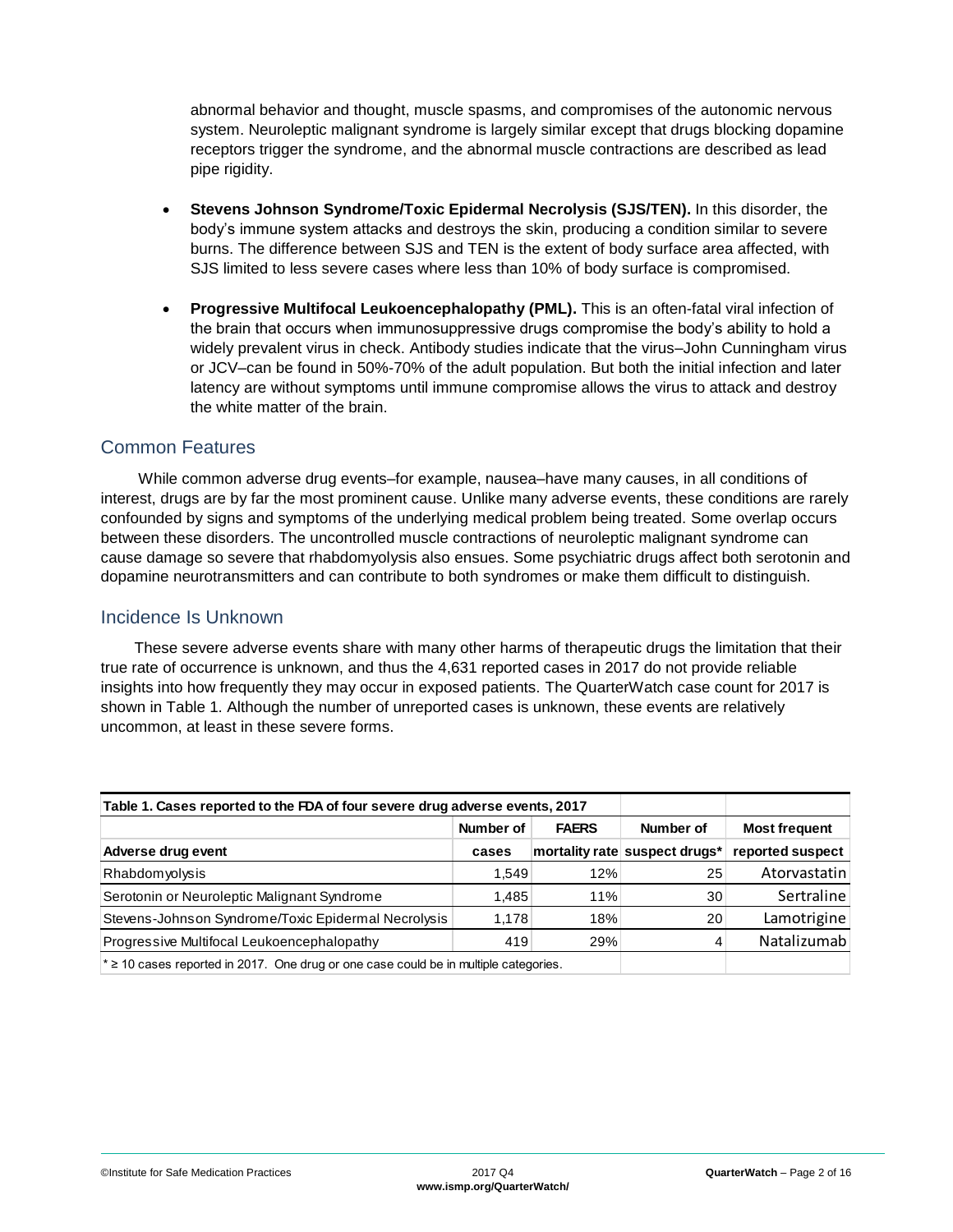abnormal behavior and thought, muscle spasms, and compromises of the autonomic nervous system. Neuroleptic malignant syndrome is largely similar except that drugs blocking dopamine receptors trigger the syndrome, and the abnormal muscle contractions are described as lead pipe rigidity.

- **Stevens Johnson Syndrome/Toxic Epidermal Necrolysis (SJS/TEN).** In this disorder, the body's immune system attacks and destroys the skin, producing a condition similar to severe burns. The difference between SJS and TEN is the extent of body surface area affected, with SJS limited to less severe cases where less than 10% of body surface is compromised.
- **Progressive Multifocal Leukoencephalopathy (PML).** This is an often-fatal viral infection of the brain that occurs when immunosuppressive drugs compromise the body's ability to hold a widely prevalent virus in check. Antibody studies indicate that the virus–John Cunningham virus or JCV–can be found in 50%-70% of the adult population. But both the initial infection and later latency are without symptoms until immune compromise allows the virus to attack and destroy the white matter of the brain.

## Common Features

While common adverse drug events–for example, nausea–have many causes, in all conditions of interest, drugs are by far the most prominent cause. Unlike many adverse events, these conditions are rarely confounded by signs and symptoms of the underlying medical problem being treated. Some overlap occurs between these disorders. The uncontrolled muscle contractions of neuroleptic malignant syndrome can cause damage so severe that rhabdomyolysis also ensues. Some psychiatric drugs affect both serotonin and dopamine neurotransmitters and can contribute to both syndromes or make them difficult to distinguish.

## Incidence Is Unknown

These severe adverse events share with many other harms of therapeutic drugs the limitation that their true rate of occurrence is unknown, and thus the 4,631 reported cases in 2017 do not provide reliable insights into how frequently they may occur in exposed patients. The QuarterWatch case count for 2017 is shown in Table 1. Although the number of unreported cases is unknown, these events are relatively uncommon, at least in these severe forms.

**Table 1. Cases reported to the FDA of four severe drug adverse events, 2017**

| Adverse drug event | Number of cases | FAERS mortality rate | Number of suspect drugs* | Most frequent reported suspect |
|---|---|---|---|---|
| Rhabdomyolysis | 1,549 | 12% | 25 | Atorvastatin |
| Serotonin or Neuroleptic Malignant Syndrome | 1,485 | 11% | 30 | Sertraline |
| Stevens-Johnson Syndrome/Toxic Epidermal Necrolysis | 1,178 | 18% | 20 | Lamotrigine |
| Progressive Multifocal Leukoencephalopathy | 419 | 29% | 4 | Natalizumab |

* ≥ 10 cases reported in 2017. One drug or one case could be in multiple categories.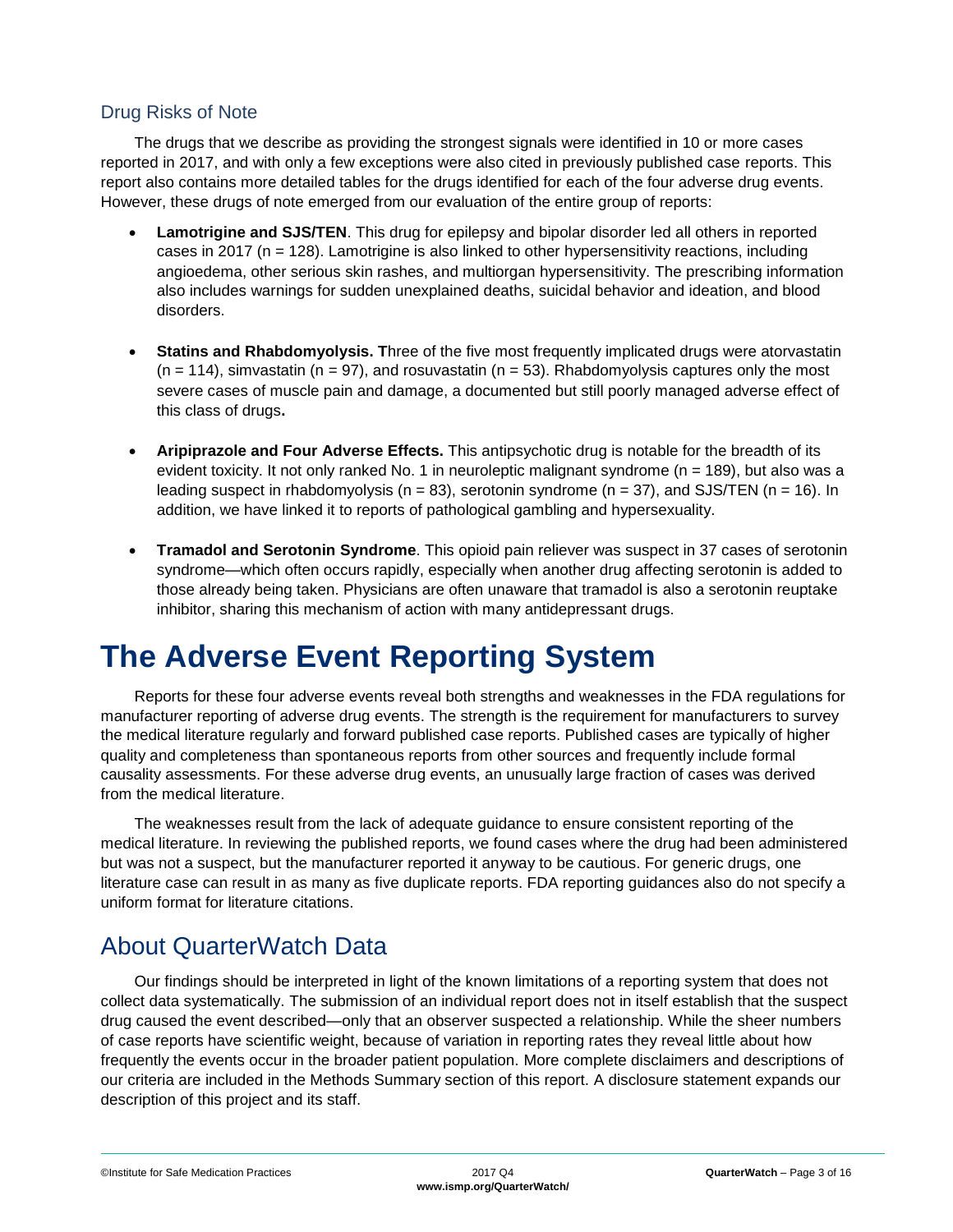## Drug Risks of Note

The drugs that we describe as providing the strongest signals were identified in 10 or more cases reported in 2017, and with only a few exceptions were also cited in previously published case reports. This report also contains more detailed tables for the drugs identified for each of the four adverse drug events. However, these drugs of note emerged from our evaluation of the entire group of reports:

- **Lamotrigine and SJS/TEN**. This drug for epilepsy and bipolar disorder led all others in reported cases in 2017 (n = 128). Lamotrigine is also linked to other hypersensitivity reactions, including angioedema, other serious skin rashes, and multiorgan hypersensitivity. The prescribing information also includes warnings for sudden unexplained deaths, suicidal behavior and ideation, and blood disorders.

- **Statins and Rhabdomyolysis. T**hree of the five most frequently implicated drugs were atorvastatin (n = 114), simvastatin (n = 97), and rosuvastatin (n = 53). Rhabdomyolysis captures only the most severe cases of muscle pain and damage, a documented but still poorly managed adverse effect of this class of drugs**.**

- **Aripiprazole and Four Adverse Effects.** This antipsychotic drug is notable for the breadth of its evident toxicity. It not only ranked No. 1 in neuroleptic malignant syndrome (n = 189), but also was a leading suspect in rhabdomyolysis (n = 83), serotonin syndrome (n = 37), and SJS/TEN (n = 16). In addition, we have linked it to reports of pathological gambling and hypersexuality.

- **Tramadol and Serotonin Syndrome**. This opioid pain reliever was suspect in 37 cases of serotonin syndrome—which often occurs rapidly, especially when another drug affecting serotonin is added to those already being taken. Physicians are often unaware that tramadol is also a serotonin reuptake inhibitor, sharing this mechanism of action with many antidepressant drugs.

# The Adverse Event Reporting System

Reports for these four adverse events reveal both strengths and weaknesses in the FDA regulations for manufacturer reporting of adverse drug events. The strength is the requirement for manufacturers to survey the medical literature regularly and forward published case reports. Published cases are typically of higher quality and completeness than spontaneous reports from other sources and frequently include formal causality assessments. For these adverse drug events, an unusually large fraction of cases was derived from the medical literature.

The weaknesses result from the lack of adequate guidance to ensure consistent reporting of the medical literature. In reviewing the published reports, we found cases where the drug had been administered but was not a suspect, but the manufacturer reported it anyway to be cautious. For generic drugs, one literature case can result in as many as five duplicate reports. FDA reporting guidances also do not specify a uniform format for literature citations.

## About QuarterWatch Data

Our findings should be interpreted in light of the known limitations of a reporting system that does not collect data systematically. The submission of an individual report does not in itself establish that the suspect drug caused the event described—only that an observer suspected a relationship. While the sheer numbers of case reports have scientific weight, because of variation in reporting rates they reveal little about how frequently the events occur in the broader patient population. More complete disclaimers and descriptions of our criteria are included in the Methods Summary section of this report. A disclosure statement expands our description of this project and its staff.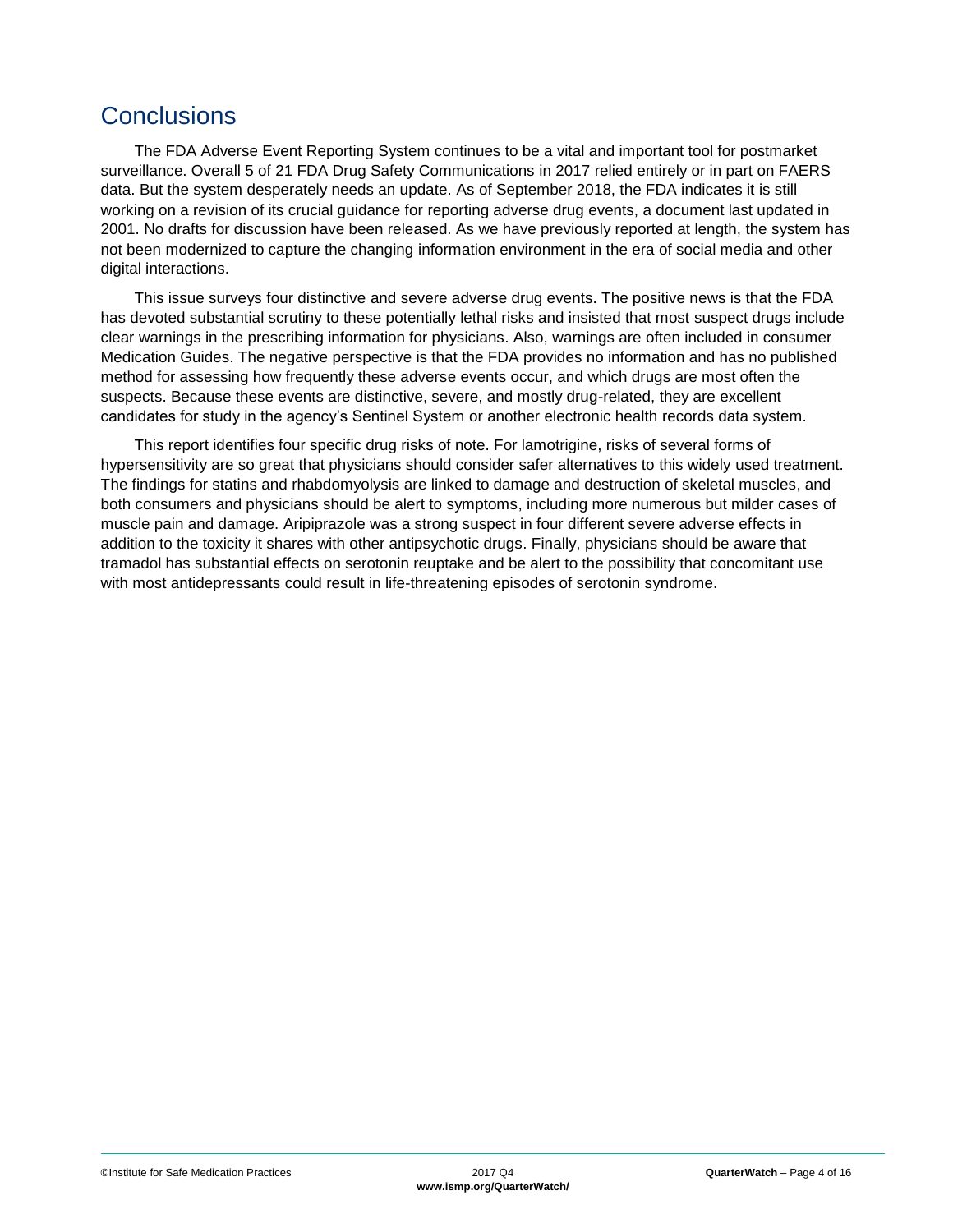## Conclusions

The FDA Adverse Event Reporting System continues to be a vital and important tool for postmarket surveillance. Overall 5 of 21 FDA Drug Safety Communications in 2017 relied entirely or in part on FAERS data. But the system desperately needs an update. As of September 2018, the FDA indicates it is still working on a revision of its crucial guidance for reporting adverse drug events, a document last updated in 2001. No drafts for discussion have been released. As we have previously reported at length, the system has not been modernized to capture the changing information environment in the era of social media and other digital interactions.

This issue surveys four distinctive and severe adverse drug events. The positive news is that the FDA has devoted substantial scrutiny to these potentially lethal risks and insisted that most suspect drugs include clear warnings in the prescribing information for physicians. Also, warnings are often included in consumer Medication Guides. The negative perspective is that the FDA provides no information and has no published method for assessing how frequently these adverse events occur, and which drugs are most often the suspects. Because these events are distinctive, severe, and mostly drug-related, they are excellent candidates for study in the agency's Sentinel System or another electronic health records data system.

This report identifies four specific drug risks of note. For lamotrigine, risks of several forms of hypersensitivity are so great that physicians should consider safer alternatives to this widely used treatment. The findings for statins and rhabdomyolysis are linked to damage and destruction of skeletal muscles, and both consumers and physicians should be alert to symptoms, including more numerous but milder cases of muscle pain and damage. Aripiprazole was a strong suspect in four different severe adverse effects in addition to the toxicity it shares with other antipsychotic drugs. Finally, physicians should be aware that tramadol has substantial effects on serotonin reuptake and be alert to the possibility that concomitant use with most antidepressants could result in life-threatening episodes of serotonin syndrome.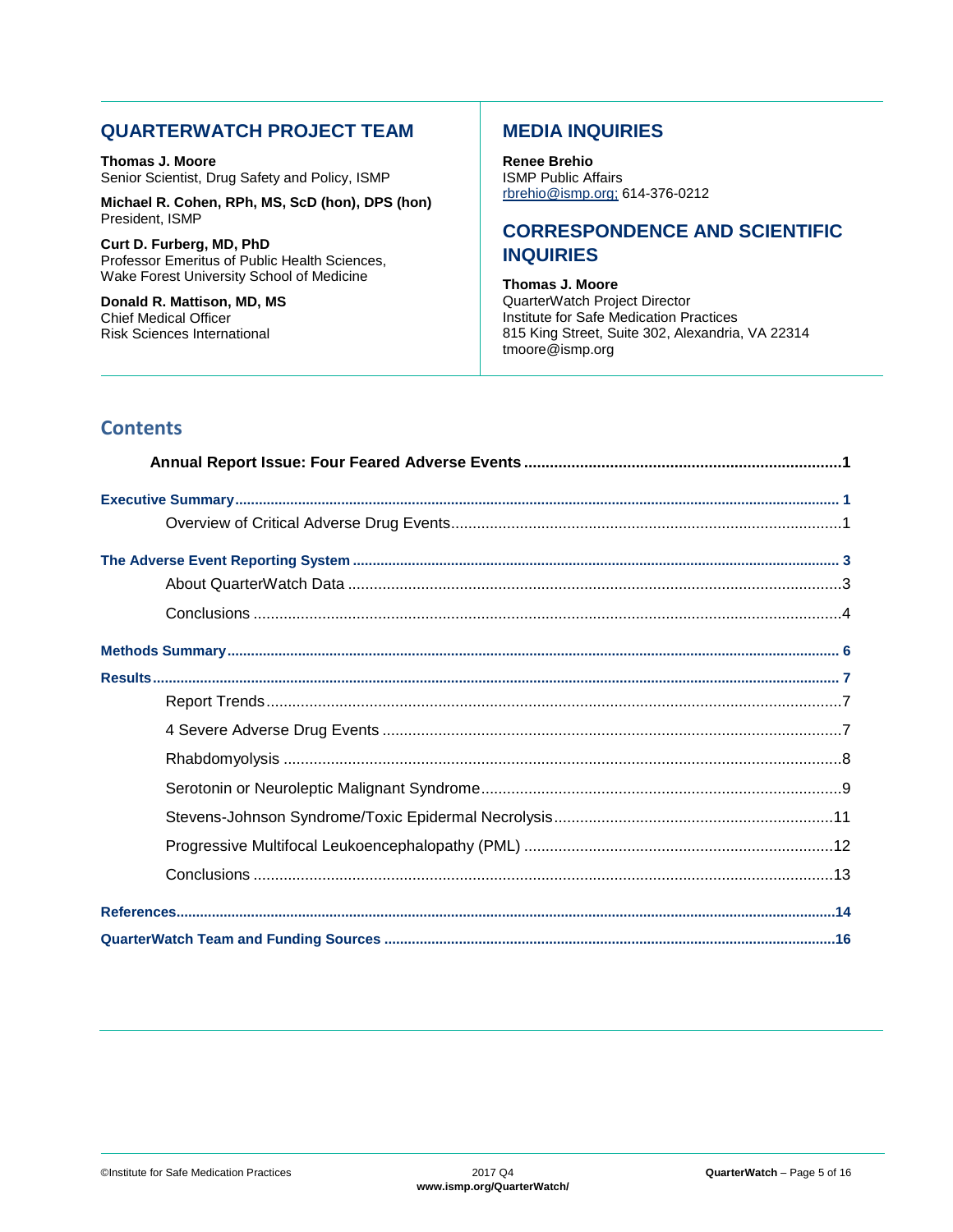## QUARTERWATCH PROJECT TEAM

**Thomas J. Moore**
Senior Scientist, Drug Safety and Policy, ISMP

**Michael R. Cohen, RPh, MS, ScD (hon), DPS (hon)**
President, ISMP

**Curt D. Furberg, MD, PhD**
Professor Emeritus of Public Health Sciences,
Wake Forest University School of Medicine

**Donald R. Mattison, MD, MS**
Chief Medical Officer
Risk Sciences International

## MEDIA INQUIRIES

**Renee Brehio**
ISMP Public Affairs
rbrehio@ismp.org; 614-376-0212

## CORRESPONDENCE AND SCIENTIFIC INQUIRIES

**Thomas J. Moore**
QuarterWatch Project Director
Institute for Safe Medication Practices
815 King Street, Suite 302, Alexandria, VA 22314
tmoore@ismp.org

## Contents

**Annual Report Issue: Four Feared Adverse Events** .......... 1

**Executive Summary** .......... 1
- Overview of Critical Adverse Drug Events .......... 1

**The Adverse Event Reporting System** .......... 3
- About QuarterWatch Data .......... 3
- Conclusions .......... 4

**Methods Summary** .......... 6

**Results** .......... 7
- Report Trends .......... 7
- 4 Severe Adverse Drug Events .......... 7
- Rhabdomyolysis .......... 8
- Serotonin or Neuroleptic Malignant Syndrome .......... 9
- Stevens-Johnson Syndrome/Toxic Epidermal Necrolysis .......... 11
- Progressive Multifocal Leukoencephalopathy (PML) .......... 12
- Conclusions .......... 13

**References** .......... 14

**QuarterWatch Team and Funding Sources** .......... 16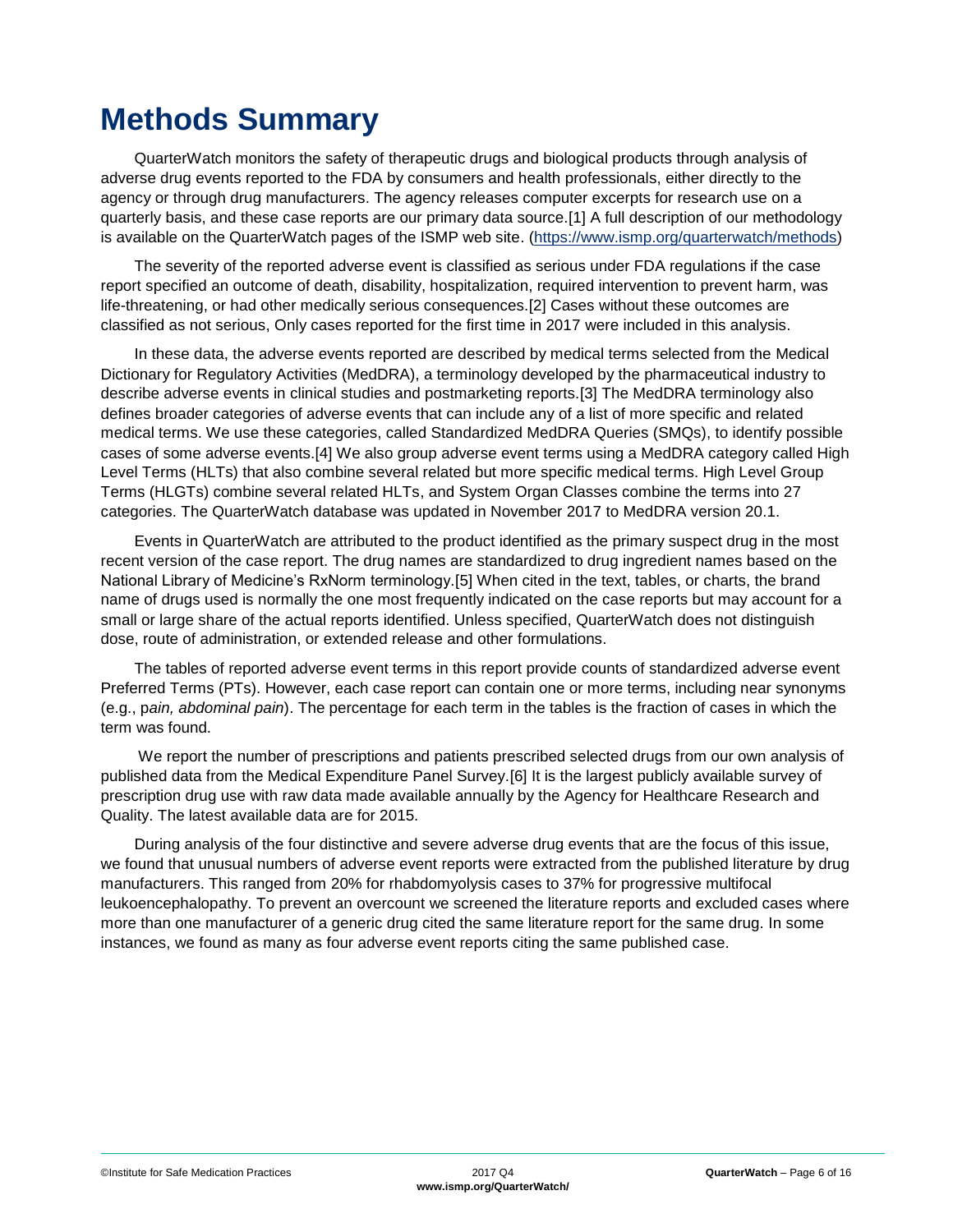# Methods Summary

QuarterWatch monitors the safety of therapeutic drugs and biological products through analysis of adverse drug events reported to the FDA by consumers and health professionals, either directly to the agency or through drug manufacturers. The agency releases computer excerpts for research use on a quarterly basis, and these case reports are our primary data source.[1] A full description of our methodology is available on the QuarterWatch pages of the ISMP web site. (https://www.ismp.org/quarterwatch/methods)

The severity of the reported adverse event is classified as serious under FDA regulations if the case report specified an outcome of death, disability, hospitalization, required intervention to prevent harm, was life-threatening, or had other medically serious consequences.[2] Cases without these outcomes are classified as not serious, Only cases reported for the first time in 2017 were included in this analysis.

In these data, the adverse events reported are described by medical terms selected from the Medical Dictionary for Regulatory Activities (MedDRA), a terminology developed by the pharmaceutical industry to describe adverse events in clinical studies and postmarketing reports.[3] The MedDRA terminology also defines broader categories of adverse events that can include any of a list of more specific and related medical terms. We use these categories, called Standardized MedDRA Queries (SMQs), to identify possible cases of some adverse events.[4] We also group adverse event terms using a MedDRA category called High Level Terms (HLTs) that also combine several related but more specific medical terms. High Level Group Terms (HLGTs) combine several related HLTs, and System Organ Classes combine the terms into 27 categories. The QuarterWatch database was updated in November 2017 to MedDRA version 20.1.

Events in QuarterWatch are attributed to the product identified as the primary suspect drug in the most recent version of the case report. The drug names are standardized to drug ingredient names based on the National Library of Medicine's RxNorm terminology.[5] When cited in the text, tables, or charts, the brand name of drugs used is normally the one most frequently indicated on the case reports but may account for a small or large share of the actual reports identified. Unless specified, QuarterWatch does not distinguish dose, route of administration, or extended release and other formulations.

The tables of reported adverse event terms in this report provide counts of standardized adverse event Preferred Terms (PTs). However, each case report can contain one or more terms, including near synonyms (e.g., p*ain, abdominal pain*). The percentage for each term in the tables is the fraction of cases in which the term was found.

We report the number of prescriptions and patients prescribed selected drugs from our own analysis of published data from the Medical Expenditure Panel Survey.[6] It is the largest publicly available survey of prescription drug use with raw data made available annually by the Agency for Healthcare Research and Quality. The latest available data are for 2015.

During analysis of the four distinctive and severe adverse drug events that are the focus of this issue, we found that unusual numbers of adverse event reports were extracted from the published literature by drug manufacturers. This ranged from 20% for rhabdomyolysis cases to 37% for progressive multifocal leukoencephalopathy. To prevent an overcount we screened the literature reports and excluded cases where more than one manufacturer of a generic drug cited the same literature report for the same drug. In some instances, we found as many as four adverse event reports citing the same published case.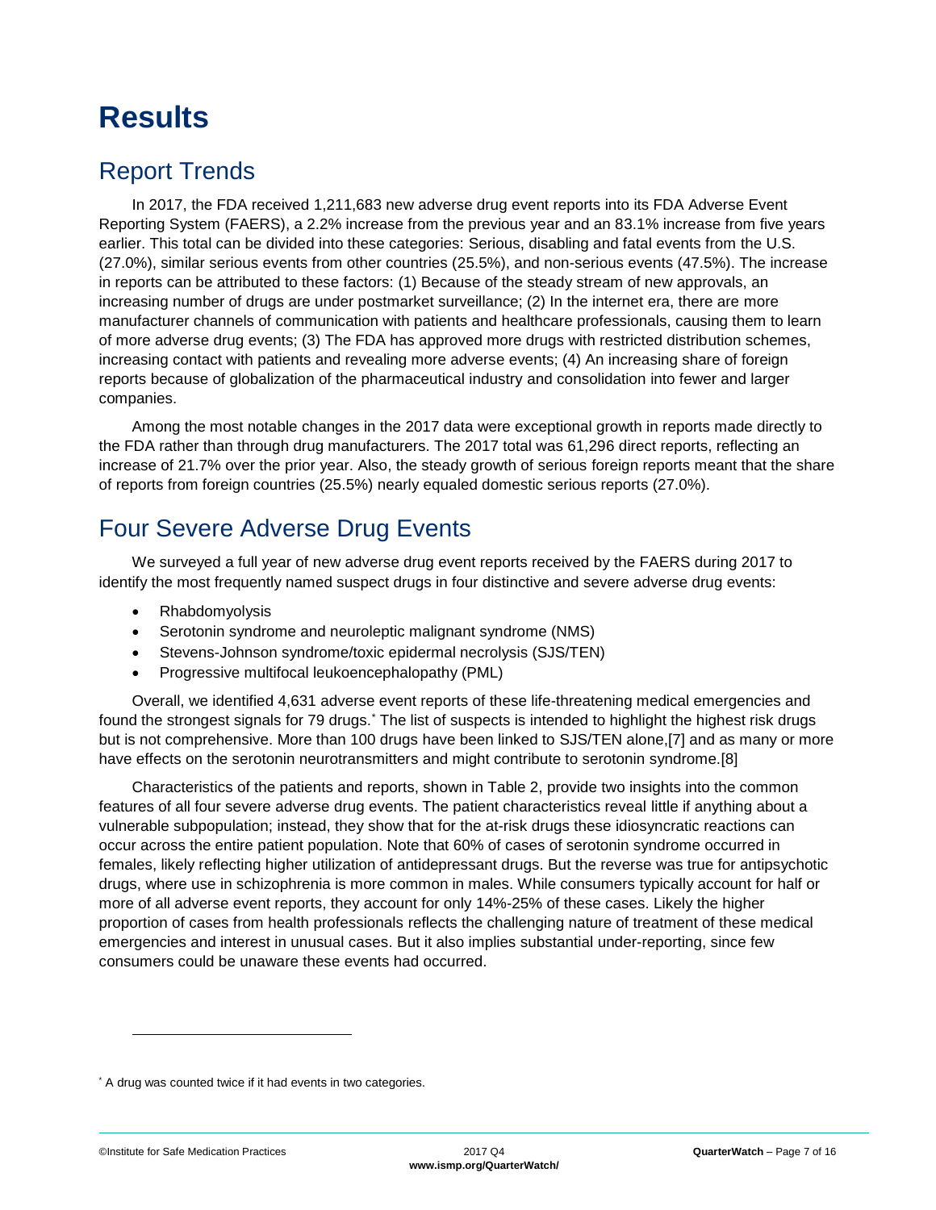# Results

## Report Trends

In 2017, the FDA received 1,211,683 new adverse drug event reports into its FDA Adverse Event Reporting System (FAERS), a 2.2% increase from the previous year and an 83.1% increase from five years earlier. This total can be divided into these categories: Serious, disabling and fatal events from the U.S. (27.0%), similar serious events from other countries (25.5%), and non-serious events (47.5%). The increase in reports can be attributed to these factors: (1) Because of the steady stream of new approvals, an increasing number of drugs are under postmarket surveillance; (2) In the internet era, there are more manufacturer channels of communication with patients and healthcare professionals, causing them to learn of more adverse drug events; (3) The FDA has approved more drugs with restricted distribution schemes, increasing contact with patients and revealing more adverse events; (4) An increasing share of foreign reports because of globalization of the pharmaceutical industry and consolidation into fewer and larger companies.

Among the most notable changes in the 2017 data were exceptional growth in reports made directly to the FDA rather than through drug manufacturers. The 2017 total was 61,296 direct reports, reflecting an increase of 21.7% over the prior year. Also, the steady growth of serious foreign reports meant that the share of reports from foreign countries (25.5%) nearly equaled domestic serious reports (27.0%).

## Four Severe Adverse Drug Events

We surveyed a full year of new adverse drug event reports received by the FAERS during 2017 to identify the most frequently named suspect drugs in four distinctive and severe adverse drug events:

- Rhabdomyolysis
- Serotonin syndrome and neuroleptic malignant syndrome (NMS)
- Stevens-Johnson syndrome/toxic epidermal necrolysis (SJS/TEN)
- Progressive multifocal leukoencephalopathy (PML)

Overall, we identified 4,631 adverse event reports of these life-threatening medical emergencies and found the strongest signals for 79 drugs.* The list of suspects is intended to highlight the highest risk drugs but is not comprehensive. More than 100 drugs have been linked to SJS/TEN alone,[7] and as many or more have effects on the serotonin neurotransmitters and might contribute to serotonin syndrome.[8]

Characteristics of the patients and reports, shown in Table 2, provide two insights into the common features of all four severe adverse drug events. The patient characteristics reveal little if anything about a vulnerable subpopulation; instead, they show that for the at-risk drugs these idiosyncratic reactions can occur across the entire patient population. Note that 60% of cases of serotonin syndrome occurred in females, likely reflecting higher utilization of antidepressant drugs. But the reverse was true for antipsychotic drugs, where use in schizophrenia is more common in males. While consumers typically account for half or more of all adverse event reports, they account for only 14%-25% of these cases. Likely the higher proportion of cases from health professionals reflects the challenging nature of treatment of these medical emergencies and interest in unusual cases. But it also implies substantial under-reporting, since few consumers could be unaware these events had occurred.

---

* A drug was counted twice if it had events in two categories.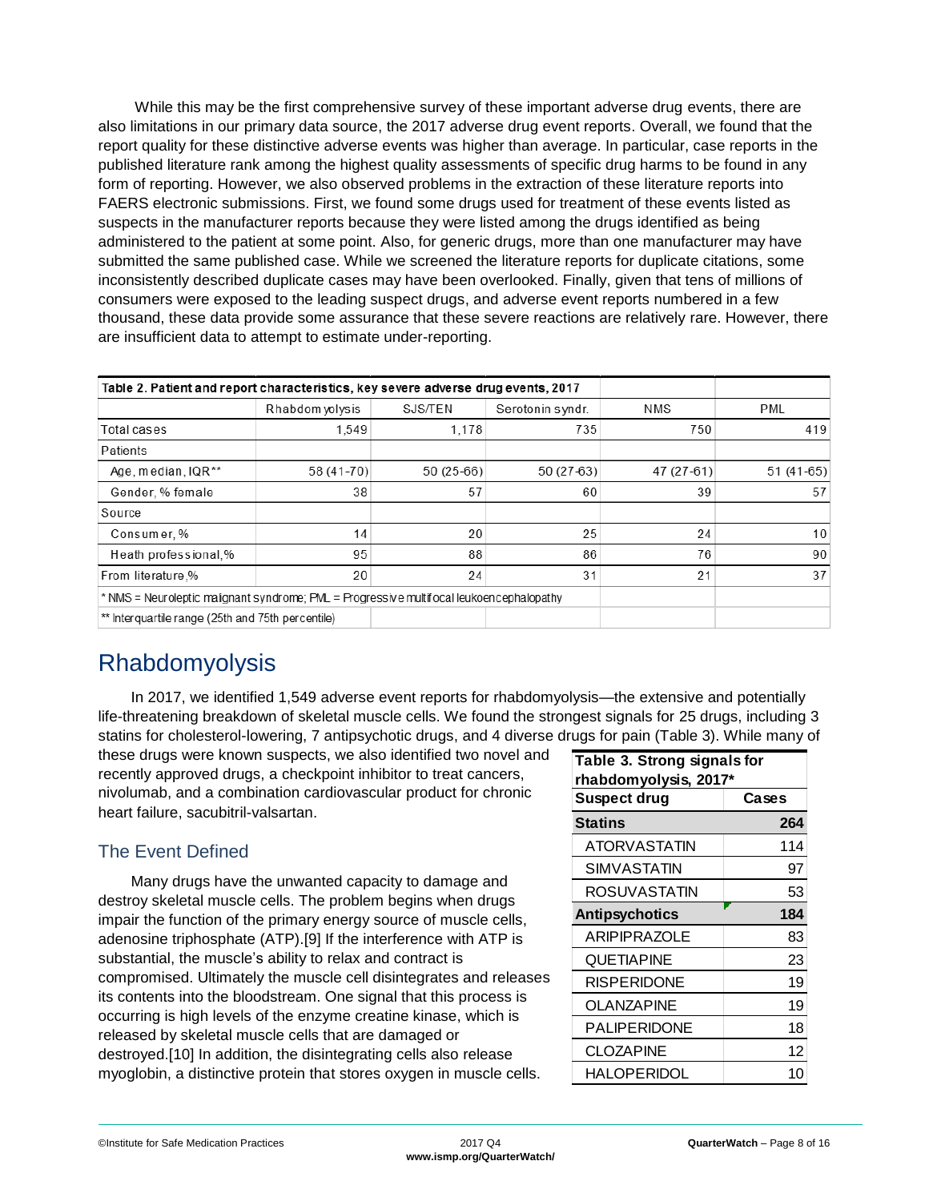While this may be the first comprehensive survey of these important adverse drug events, there are also limitations in our primary data source, the 2017 adverse drug event reports. Overall, we found that the report quality for these distinctive adverse events was higher than average. In particular, case reports in the published literature rank among the highest quality assessments of specific drug harms to be found in any form of reporting. However, we also observed problems in the extraction of these literature reports into FAERS electronic submissions. First, we found some drugs used for treatment of these events listed as suspects in the manufacturer reports because they were listed among the drugs identified as being administered to the patient at some point. Also, for generic drugs, more than one manufacturer may have submitted the same published case. While we screened the literature reports for duplicate citations, some inconsistently described duplicate cases may have been overlooked. Finally, given that tens of millions of consumers were exposed to the leading suspect drugs, and adverse event reports numbered in a few thousand, these data provide some assurance that these severe reactions are relatively rare. However, there are insufficient data to attempt to estimate under-reporting.

**Table 2. Patient and report characteristics, key severe adverse drug events, 2017**

| | Rhabdomyolysis | SJS/TEN | Serotonin syndr. | NMS | PML |
|---|---|---|---|---|---|
| Total cases | 1,549 | 1,178 | 735 | 750 | 419 |
| Patients | | | | | |
| Age, median, IQR** | 58 (41-70) | 50 (25-66) | 50 (27-63) | 47 (27-61) | 51 (41-65) |
| Gender, % female | 38 | 57 | 60 | 39 | 57 |
| Source | | | | | |
| Consumer, % | 14 | 20 | 25 | 24 | 10 |
| Heath professional,% | 95 | 88 | 86 | 76 | 90 |
| From literature,% | 20 | 24 | 31 | 21 | 37 |

\* NMS = Neuroleptic malignant syndrome; PML = Progressive multifocal leukoencephalopathy

** Interquartile range (25th and 75th percentile)

# Rhabdomyolysis

In 2017, we identified 1,549 adverse event reports for rhabdomyolysis—the extensive and potentially life-threatening breakdown of skeletal muscle cells. We found the strongest signals for 25 drugs, including 3 statins for cholesterol-lowering, 7 antipsychotic drugs, and 4 diverse drugs for pain (Table 3). While many of these drugs were known suspects, we also identified two novel and recently approved drugs, a checkpoint inhibitor to treat cancers, nivolumab, and a combination cardiovascular product for chronic heart failure, sacubitril-valsartan.

**Table 3. Strong signals for rhabdomyolysis, 2017***

| Suspect drug | Cases |
|---|---|
| **Statins** | **264** |
| ATORVASTATIN | 114 |
| SIMVASTATIN | 97 |
| ROSUVASTATIN | 53 |
| **Antipsychotics** | **184** |
| ARIPIPRAZOLE | 83 |
| QUETIAPINE | 23 |
| RISPERIDONE | 19 |
| OLANZAPINE | 19 |
| PALIPERIDONE | 18 |
| CLOZAPINE | 12 |
| HALOPERIDOL | 10 |

## The Event Defined

Many drugs have the unwanted capacity to damage and destroy skeletal muscle cells. The problem begins when drugs impair the function of the primary energy source of muscle cells, adenosine triphosphate (ATP).[9] If the interference with ATP is substantial, the muscle's ability to relax and contract is compromised. Ultimately the muscle cell disintegrates and releases its contents into the bloodstream. One signal that this process is occurring is high levels of the enzyme creatine kinase, which is released by skeletal muscle cells that are damaged or destroyed.[10] In addition, the disintegrating cells also release myoglobin, a distinctive protein that stores oxygen in muscle cells.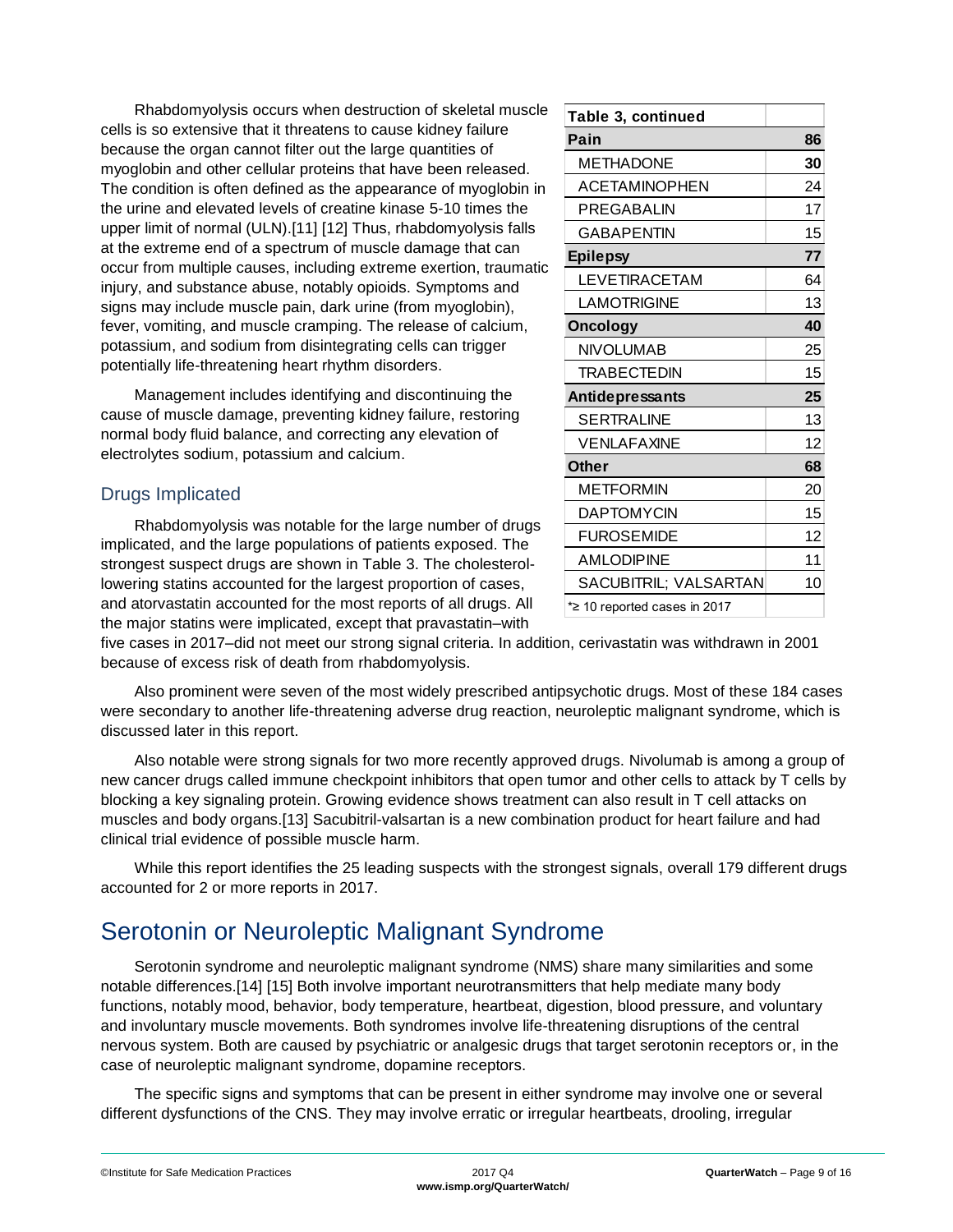Rhabdomyolysis occurs when destruction of skeletal muscle cells is so extensive that it threatens to cause kidney failure because the organ cannot filter out the large quantities of myoglobin and other cellular proteins that have been released. The condition is often defined as the appearance of myoglobin in the urine and elevated levels of creatine kinase 5-10 times the upper limit of normal (ULN).[11] [12] Thus, rhabdomyolysis falls at the extreme end of a spectrum of muscle damage that can occur from multiple causes, including extreme exertion, traumatic injury, and substance abuse, notably opioids. Symptoms and signs may include muscle pain, dark urine (from myoglobin), fever, vomiting, and muscle cramping. The release of calcium, potassium, and sodium from disintegrating cells can trigger potentially life-threatening heart rhythm disorders.

Management includes identifying and discontinuing the cause of muscle damage, preventing kidney failure, restoring normal body fluid balance, and correcting any elevation of electrolytes sodium, potassium and calcium.

| Table 3, continued | |
|---|---|
| **Pain** | **86** |
| METHADONE | **30** |
| ACETAMINOPHEN | 24 |
| PREGABALIN | 17 |
| GABAPENTIN | 15 |
| **Epilepsy** | **77** |
| LEVETIRACETAM | 64 |
| LAMOTRIGINE | 13 |
| **Oncology** | **40** |
| NIVOLUMAB | 25 |
| TRABECTEDIN | 15 |
| **Antidepressants** | **25** |
| SERTRALINE | 13 |
| VENLAFAXINE | 12 |
| **Other** | **68** |
| METFORMIN | 20 |
| DAPTOMYCIN | 15 |
| FUROSEMIDE | 12 |
| AMLODIPINE | 11 |
| SACUBITRIL; VALSARTAN | 10 |
| *≥ 10 reported cases in 2017 | |

## Drugs Implicated

Rhabdomyolysis was notable for the large number of drugs implicated, and the large populations of patients exposed. The strongest suspect drugs are shown in Table 3. The cholesterol-lowering statins accounted for the largest proportion of cases, and atorvastatin accounted for the most reports of all drugs. All the major statins were implicated, except that pravastatin–with five cases in 2017–did not meet our strong signal criteria. In addition, cerivastatin was withdrawn in 2001 because of excess risk of death from rhabdomyolysis.

Also prominent were seven of the most widely prescribed antipsychotic drugs. Most of these 184 cases were secondary to another life-threatening adverse drug reaction, neuroleptic malignant syndrome, which is discussed later in this report.

Also notable were strong signals for two more recently approved drugs. Nivolumab is among a group of new cancer drugs called immune checkpoint inhibitors that open tumor and other cells to attack by T cells by blocking a key signaling protein. Growing evidence shows treatment can also result in T cell attacks on muscles and body organs.[13] Sacubitril-valsartan is a new combination product for heart failure and had clinical trial evidence of possible muscle harm.

While this report identifies the 25 leading suspects with the strongest signals, overall 179 different drugs accounted for 2 or more reports in 2017.

# Serotonin or Neuroleptic Malignant Syndrome

Serotonin syndrome and neuroleptic malignant syndrome (NMS) share many similarities and some notable differences.[14] [15] Both involve important neurotransmitters that help mediate many body functions, notably mood, behavior, body temperature, heartbeat, digestion, blood pressure, and voluntary and involuntary muscle movements. Both syndromes involve life-threatening disruptions of the central nervous system. Both are caused by psychiatric or analgesic drugs that target serotonin receptors or, in the case of neuroleptic malignant syndrome, dopamine receptors.

The specific signs and symptoms that can be present in either syndrome may involve one or several different dysfunctions of the CNS. They may involve erratic or irregular heartbeats, drooling, irregular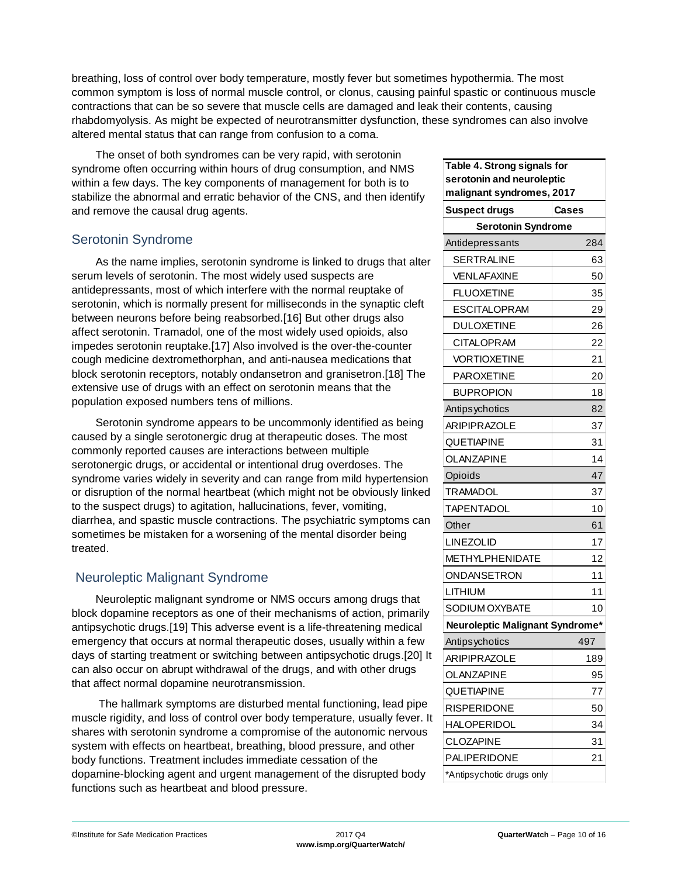breathing, loss of control over body temperature, mostly fever but sometimes hypothermia. The most common symptom is loss of normal muscle control, or clonus, causing painful spastic or continuous muscle contractions that can be so severe that muscle cells are damaged and leak their contents, causing rhabdomyolysis. As might be expected of neurotransmitter dysfunction, these syndromes can also involve altered mental status that can range from confusion to a coma.

The onset of both syndromes can be very rapid, with serotonin syndrome often occurring within hours of drug consumption, and NMS within a few days. The key components of management for both is to stabilize the abnormal and erratic behavior of the CNS, and then identify and remove the causal drug agents.

## Serotonin Syndrome

As the name implies, serotonin syndrome is linked to drugs that alter serum levels of serotonin. The most widely used suspects are antidepressants, most of which interfere with the normal reuptake of serotonin, which is normally present for milliseconds in the synaptic cleft between neurons before being reabsorbed.[16] But other drugs also affect serotonin. Tramadol, one of the most widely used opioids, also impedes serotonin reuptake.[17] Also involved is the over-the-counter cough medicine dextromethorphan, and anti-nausea medications that block serotonin receptors, notably ondansetron and granisetron.[18] The extensive use of drugs with an effect on serotonin means that the population exposed numbers tens of millions.

Serotonin syndrome appears to be uncommonly identified as being caused by a single serotonergic drug at therapeutic doses. The most commonly reported causes are interactions between multiple serotonergic drugs, or accidental or intentional drug overdoses. The syndrome varies widely in severity and can range from mild hypertension or disruption of the normal heartbeat (which might not be obviously linked to the suspect drugs) to agitation, hallucinations, fever, vomiting, diarrhea, and spastic muscle contractions. The psychiatric symptoms can sometimes be mistaken for a worsening of the mental disorder being treated.

**Table 4. Strong signals for serotonin and neuroleptic malignant syndromes, 2017**

| Suspect drugs | Cases |
|---|---|
| **Serotonin Syndrome** | |
| Antidepressants | 284 |
| SERTRALINE | 63 |
| VENLAFAXINE | 50 |
| FLUOXETINE | 35 |
| ESCITALOPRAM | 29 |
| DULOXETINE | 26 |
| CITALOPRAM | 22 |
| VORTIOXETINE | 21 |
| PAROXETINE | 20 |
| BUPROPION | 18 |
| Antipsychotics | 82 |
| ARIPIPRAZOLE | 37 |
| QUETIAPINE | 31 |
| OLANZAPINE | 14 |
| Opioids | 47 |
| TRAMADOL | 37 |
| TAPENTADOL | 10 |
| Other | 61 |
| LINEZOLID | 17 |
| METHYLPHENIDATE | 12 |
| ONDANSETRON | 11 |
| LITHIUM | 11 |
| SODIUM OXYBATE | 10 |
| **Neuroleptic Malignant Syndrome*** | |
| Antipsychotics | 497 |
| ARIPIPRAZOLE | 189 |
| OLANZAPINE | 95 |
| QUETIAPINE | 77 |
| RISPERIDONE | 50 |
| HALOPERIDOL | 34 |
| CLOZAPINE | 31 |
| PALIPERIDONE | 21 |
| *Antipsychotic drugs only | |

## Neuroleptic Malignant Syndrome

Neuroleptic malignant syndrome or NMS occurs among drugs that block dopamine receptors as one of their mechanisms of action, primarily antipsychotic drugs.[19] This adverse event is a life-threatening medical emergency that occurs at normal therapeutic doses, usually within a few days of starting treatment or switching between antipsychotic drugs.[20] It can also occur on abrupt withdrawal of the drugs, and with other drugs that affect normal dopamine neurotransmission.

The hallmark symptoms are disturbed mental functioning, lead pipe muscle rigidity, and loss of control over body temperature, usually fever. It shares with serotonin syndrome a compromise of the autonomic nervous system with effects on heartbeat, breathing, blood pressure, and other body functions. Treatment includes immediate cessation of the dopamine-blocking agent and urgent management of the disrupted body functions such as heartbeat and blood pressure.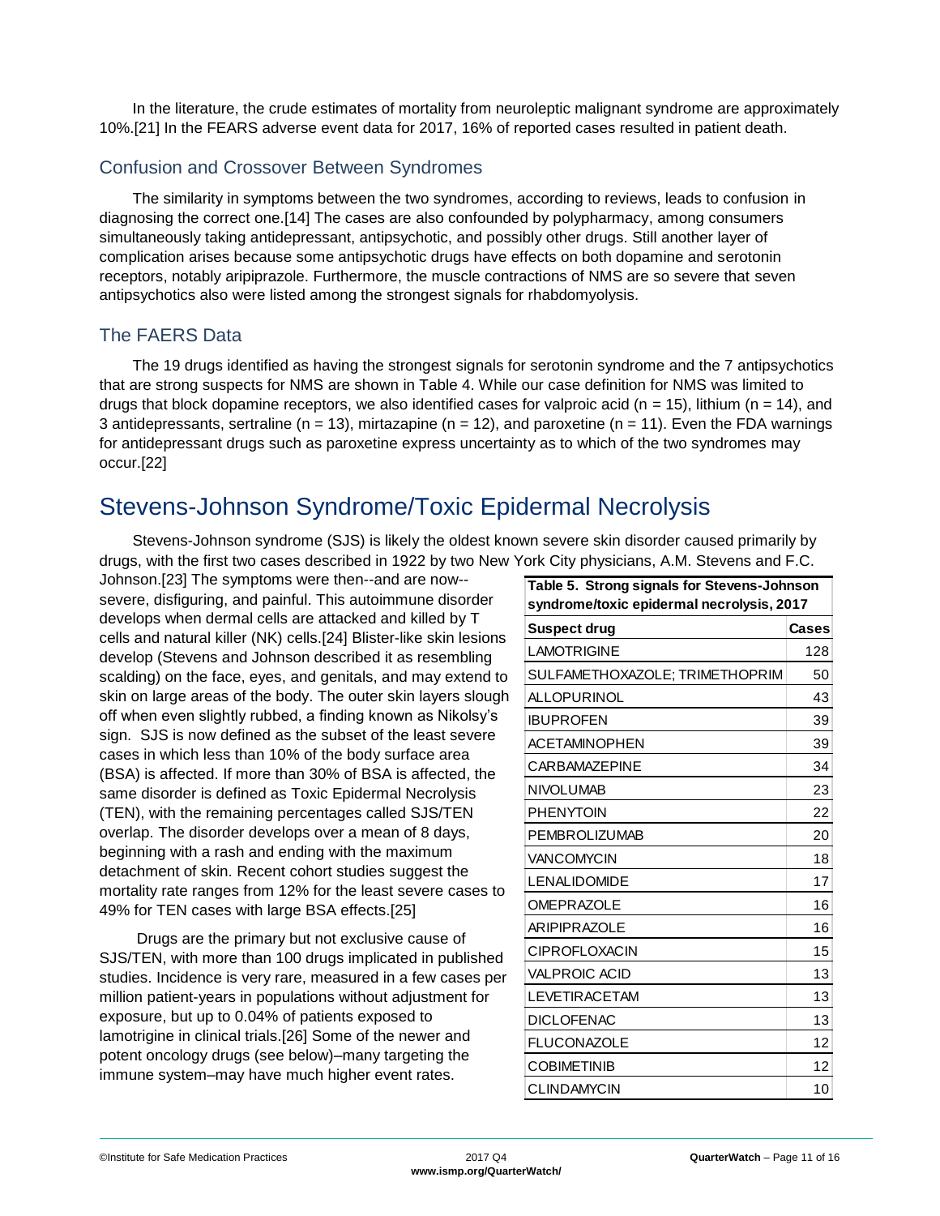In the literature, the crude estimates of mortality from neuroleptic malignant syndrome are approximately 10%.[21] In the FEARS adverse event data for 2017, 16% of reported cases resulted in patient death.

### Confusion and Crossover Between Syndromes

The similarity in symptoms between the two syndromes, according to reviews, leads to confusion in diagnosing the correct one.[14] The cases are also confounded by polypharmacy, among consumers simultaneously taking antidepressant, antipsychotic, and possibly other drugs. Still another layer of complication arises because some antipsychotic drugs have effects on both dopamine and serotonin receptors, notably aripiprazole. Furthermore, the muscle contractions of NMS are so severe that seven antipsychotics also were listed among the strongest signals for rhabdomyolysis.

### The FAERS Data

The 19 drugs identified as having the strongest signals for serotonin syndrome and the 7 antipsychotics that are strong suspects for NMS are shown in Table 4. While our case definition for NMS was limited to drugs that block dopamine receptors, we also identified cases for valproic acid (n = 15), lithium (n = 14), and 3 antidepressants, sertraline (n = 13), mirtazapine (n = 12), and paroxetine (n = 11). Even the FDA warnings for antidepressant drugs such as paroxetine express uncertainty as to which of the two syndromes may occur.[22]

## Stevens-Johnson Syndrome/Toxic Epidermal Necrolysis

Stevens-Johnson syndrome (SJS) is likely the oldest known severe skin disorder caused primarily by drugs, with the first two cases described in 1922 by two New York City physicians, A.M. Stevens and F.C. Johnson.[23] The symptoms were then--and are now--severe, disfiguring, and painful. This autoimmune disorder develops when dermal cells are attacked and killed by T cells and natural killer (NK) cells.[24] Blister-like skin lesions develop (Stevens and Johnson described it as resembling scalding) on the face, eyes, and genitals, and may extend to skin on large areas of the body. The outer skin layers slough off when even slightly rubbed, a finding known as Nikolsy's sign. SJS is now defined as the subset of the least severe cases in which less than 10% of the body surface area (BSA) is affected. If more than 30% of BSA is affected, the same disorder is defined as Toxic Epidermal Necrolysis (TEN), with the remaining percentages called SJS/TEN overlap. The disorder develops over a mean of 8 days, beginning with a rash and ending with the maximum detachment of skin. Recent cohort studies suggest the mortality rate ranges from 12% for the least severe cases to 49% for TEN cases with large BSA effects.[25]

Drugs are the primary but not exclusive cause of SJS/TEN, with more than 100 drugs implicated in published studies. Incidence is very rare, measured in a few cases per million patient-years in populations without adjustment for exposure, but up to 0.04% of patients exposed to lamotrigine in clinical trials.[26] Some of the newer and potent oncology drugs (see below)–many targeting the immune system–may have much higher event rates.

**Table 5. Strong signals for Stevens-Johnson syndrome/toxic epidermal necrolysis, 2017**

| Suspect drug | Cases |
|---|---|
| LAMOTRIGINE | 128 |
| SULFAMETHOXAZOLE; TRIMETHOPRIM | 50 |
| ALLOPURINOL | 43 |
| IBUPROFEN | 39 |
| ACETAMINOPHEN | 39 |
| CARBAMAZEPINE | 34 |
| NIVOLUMAB | 23 |
| PHENYTOIN | 22 |
| PEMBROLIZUMAB | 20 |
| VANCOMYCIN | 18 |
| LENALIDOMIDE | 17 |
| OMEPRAZOLE | 16 |
| ARIPIPRAZOLE | 16 |
| CIPROFLOXACIN | 15 |
| VALPROIC ACID | 13 |
| LEVETIRACETAM | 13 |
| DICLOFENAC | 13 |
| FLUCONAZOLE | 12 |
| COBIMETINIB | 12 |
| CLINDAMYCIN | 10 |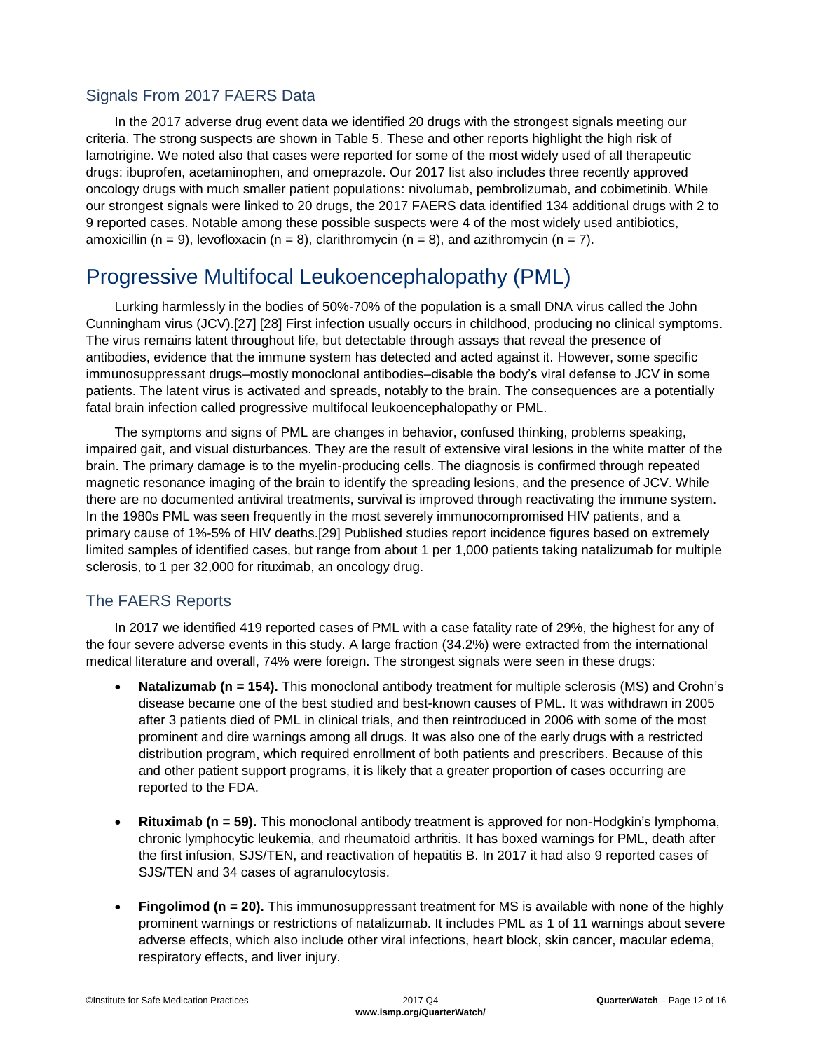## Signals From 2017 FAERS Data

In the 2017 adverse drug event data we identified 20 drugs with the strongest signals meeting our criteria. The strong suspects are shown in Table 5. These and other reports highlight the high risk of lamotrigine. We noted also that cases were reported for some of the most widely used of all therapeutic drugs: ibuprofen, acetaminophen, and omeprazole. Our 2017 list also includes three recently approved oncology drugs with much smaller patient populations: nivolumab, pembrolizumab, and cobimetinib. While our strongest signals were linked to 20 drugs, the 2017 FAERS data identified 134 additional drugs with 2 to 9 reported cases. Notable among these possible suspects were 4 of the most widely used antibiotics, amoxicillin (n = 9), levofloxacin (n = 8), clarithromycin (n = 8), and azithromycin (n = 7).

# Progressive Multifocal Leukoencephalopathy (PML)

Lurking harmlessly in the bodies of 50%-70% of the population is a small DNA virus called the John Cunningham virus (JCV).[27] [28] First infection usually occurs in childhood, producing no clinical symptoms. The virus remains latent throughout life, but detectable through assays that reveal the presence of antibodies, evidence that the immune system has detected and acted against it. However, some specific immunosuppressant drugs–mostly monoclonal antibodies–disable the body's viral defense to JCV in some patients. The latent virus is activated and spreads, notably to the brain. The consequences are a potentially fatal brain infection called progressive multifocal leukoencephalopathy or PML.

The symptoms and signs of PML are changes in behavior, confused thinking, problems speaking, impaired gait, and visual disturbances. They are the result of extensive viral lesions in the white matter of the brain. The primary damage is to the myelin-producing cells. The diagnosis is confirmed through repeated magnetic resonance imaging of the brain to identify the spreading lesions, and the presence of JCV. While there are no documented antiviral treatments, survival is improved through reactivating the immune system. In the 1980s PML was seen frequently in the most severely immunocompromised HIV patients, and a primary cause of 1%-5% of HIV deaths.[29] Published studies report incidence figures based on extremely limited samples of identified cases, but range from about 1 per 1,000 patients taking natalizumab for multiple sclerosis, to 1 per 32,000 for rituximab, an oncology drug.

## The FAERS Reports

In 2017 we identified 419 reported cases of PML with a case fatality rate of 29%, the highest for any of the four severe adverse events in this study. A large fraction (34.2%) were extracted from the international medical literature and overall, 74% were foreign. The strongest signals were seen in these drugs:

- **Natalizumab (n = 154).** This monoclonal antibody treatment for multiple sclerosis (MS) and Crohn's disease became one of the best studied and best-known causes of PML. It was withdrawn in 2005 after 3 patients died of PML in clinical trials, and then reintroduced in 2006 with some of the most prominent and dire warnings among all drugs. It was also one of the early drugs with a restricted distribution program, which required enrollment of both patients and prescribers. Because of this and other patient support programs, it is likely that a greater proportion of cases occurring are reported to the FDA.

- **Rituximab (n = 59).** This monoclonal antibody treatment is approved for non-Hodgkin's lymphoma, chronic lymphocytic leukemia, and rheumatoid arthritis. It has boxed warnings for PML, death after the first infusion, SJS/TEN, and reactivation of hepatitis B. In 2017 it had also 9 reported cases of SJS/TEN and 34 cases of agranulocytosis.

- **Fingolimod (n = 20).** This immunosuppressant treatment for MS is available with none of the highly prominent warnings or restrictions of natalizumab. It includes PML as 1 of 11 warnings about severe adverse effects, which also include other viral infections, heart block, skin cancer, macular edema, respiratory effects, and liver injury.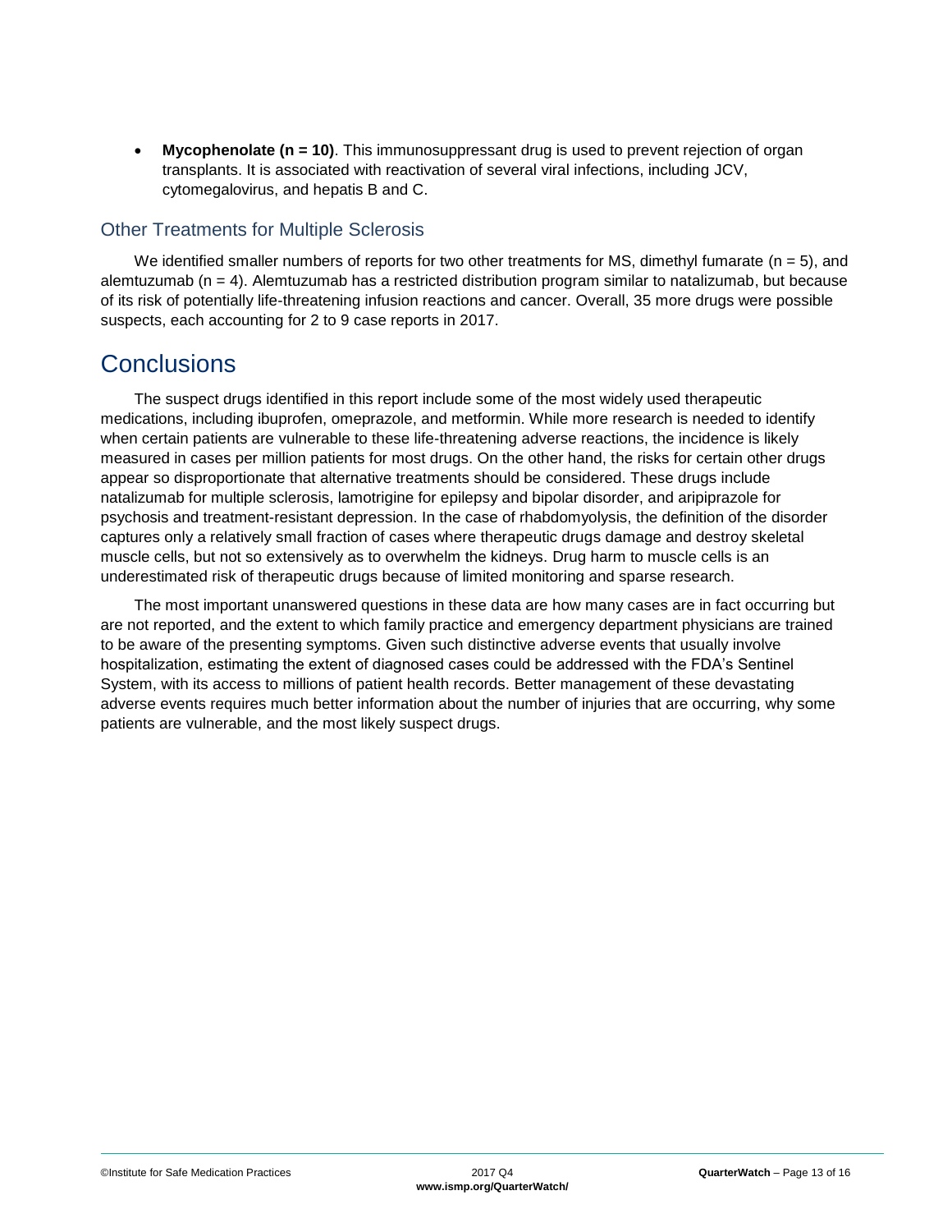- **Mycophenolate (n = 10)**. This immunosuppressant drug is used to prevent rejection of organ transplants. It is associated with reactivation of several viral infections, including JCV, cytomegalovirus, and hepatis B and C.

### Other Treatments for Multiple Sclerosis

We identified smaller numbers of reports for two other treatments for MS, dimethyl fumarate (n = 5), and alemtuzumab (n = 4). Alemtuzumab has a restricted distribution program similar to natalizumab, but because of its risk of potentially life-threatening infusion reactions and cancer. Overall, 35 more drugs were possible suspects, each accounting for 2 to 9 case reports in 2017.

## Conclusions

The suspect drugs identified in this report include some of the most widely used therapeutic medications, including ibuprofen, omeprazole, and metformin. While more research is needed to identify when certain patients are vulnerable to these life-threatening adverse reactions, the incidence is likely measured in cases per million patients for most drugs. On the other hand, the risks for certain other drugs appear so disproportionate that alternative treatments should be considered. These drugs include natalizumab for multiple sclerosis, lamotrigine for epilepsy and bipolar disorder, and aripiprazole for psychosis and treatment-resistant depression. In the case of rhabdomyolysis, the definition of the disorder captures only a relatively small fraction of cases where therapeutic drugs damage and destroy skeletal muscle cells, but not so extensively as to overwhelm the kidneys. Drug harm to muscle cells is an underestimated risk of therapeutic drugs because of limited monitoring and sparse research.

The most important unanswered questions in these data are how many cases are in fact occurring but are not reported, and the extent to which family practice and emergency department physicians are trained to be aware of the presenting symptoms. Given such distinctive adverse events that usually involve hospitalization, estimating the extent of diagnosed cases could be addressed with the FDA's Sentinel System, with its access to millions of patient health records. Better management of these devastating adverse events requires much better information about the number of injuries that are occurring, why some patients are vulnerable, and the most likely suspect drugs.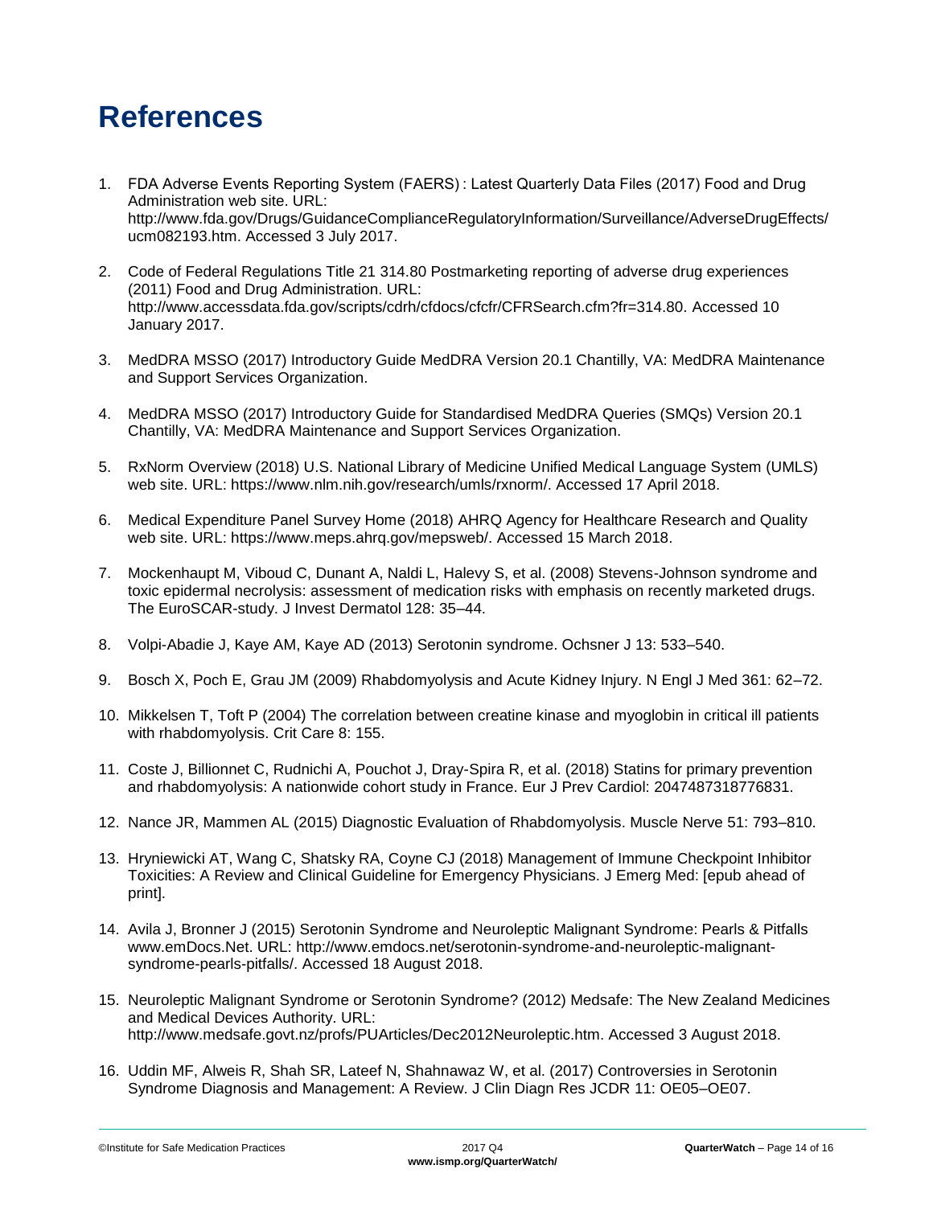# References

1. FDA Adverse Events Reporting System (FAERS) : Latest Quarterly Data Files (2017) Food and Drug Administration web site. URL: http://www.fda.gov/Drugs/GuidanceComplianceRegulatoryInformation/Surveillance/AdverseDrugEffects/ucm082193.htm. Accessed 3 July 2017.

2. Code of Federal Regulations Title 21 314.80 Postmarketing reporting of adverse drug experiences (2011) Food and Drug Administration. URL: http://www.accessdata.fda.gov/scripts/cdrh/cfdocs/cfcfr/CFRSearch.cfm?fr=314.80. Accessed 10 January 2017.

3. MedDRA MSSO (2017) Introductory Guide MedDRA Version 20.1 Chantilly, VA: MedDRA Maintenance and Support Services Organization.

4. MedDRA MSSO (2017) Introductory Guide for Standardised MedDRA Queries (SMQs) Version 20.1 Chantilly, VA: MedDRA Maintenance and Support Services Organization.

5. RxNorm Overview (2018) U.S. National Library of Medicine Unified Medical Language System (UMLS) web site. URL: https://www.nlm.nih.gov/research/umls/rxnorm/. Accessed 17 April 2018.

6. Medical Expenditure Panel Survey Home (2018) AHRQ Agency for Healthcare Research and Quality web site. URL: https://www.meps.ahrq.gov/mepsweb/. Accessed 15 March 2018.

7. Mockenhaupt M, Viboud C, Dunant A, Naldi L, Halevy S, et al. (2008) Stevens-Johnson syndrome and toxic epidermal necrolysis: assessment of medication risks with emphasis on recently marketed drugs. The EuroSCAR-study. J Invest Dermatol 128: 35–44.

8. Volpi-Abadie J, Kaye AM, Kaye AD (2013) Serotonin syndrome. Ochsner J 13: 533–540.

9. Bosch X, Poch E, Grau JM (2009) Rhabdomyolysis and Acute Kidney Injury. N Engl J Med 361: 62–72.

10. Mikkelsen T, Toft P (2004) The correlation between creatine kinase and myoglobin in critical ill patients with rhabdomyolysis. Crit Care 8: 155.

11. Coste J, Billionnet C, Rudnichi A, Pouchot J, Dray-Spira R, et al. (2018) Statins for primary prevention and rhabdomyolysis: A nationwide cohort study in France. Eur J Prev Cardiol: 2047487318776831.

12. Nance JR, Mammen AL (2015) Diagnostic Evaluation of Rhabdomyolysis. Muscle Nerve 51: 793–810.

13. Hryniewicki AT, Wang C, Shatsky RA, Coyne CJ (2018) Management of Immune Checkpoint Inhibitor Toxicities: A Review and Clinical Guideline for Emergency Physicians. J Emerg Med: [epub ahead of print].

14. Avila J, Bronner J (2015) Serotonin Syndrome and Neuroleptic Malignant Syndrome: Pearls & Pitfalls www.emDocs.Net. URL: http://www.emdocs.net/serotonin-syndrome-and-neuroleptic-malignant-syndrome-pearls-pitfalls/. Accessed 18 August 2018.

15. Neuroleptic Malignant Syndrome or Serotonin Syndrome? (2012) Medsafe: The New Zealand Medicines and Medical Devices Authority. URL: http://www.medsafe.govt.nz/profs/PUArticles/Dec2012Neuroleptic.htm. Accessed 3 August 2018.

16. Uddin MF, Alweis R, Shah SR, Lateef N, Shahnawaz W, et al. (2017) Controversies in Serotonin Syndrome Diagnosis and Management: A Review. J Clin Diagn Res JCDR 11: OE05–OE07.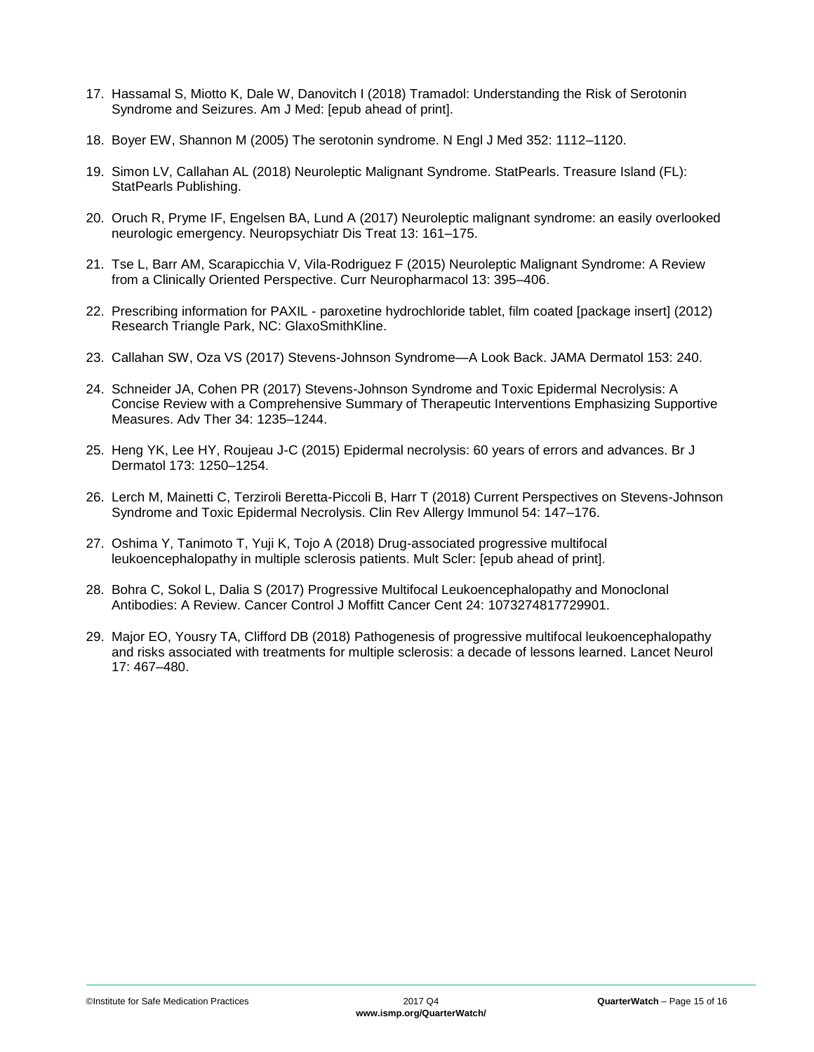17. Hassamal S, Miotto K, Dale W, Danovitch I (2018) Tramadol: Understanding the Risk of Serotonin Syndrome and Seizures. Am J Med: [epub ahead of print].

18. Boyer EW, Shannon M (2005) The serotonin syndrome. N Engl J Med 352: 1112–1120.

19. Simon LV, Callahan AL (2018) Neuroleptic Malignant Syndrome. StatPearls. Treasure Island (FL): StatPearls Publishing.

20. Oruch R, Pryme IF, Engelsen BA, Lund A (2017) Neuroleptic malignant syndrome: an easily overlooked neurologic emergency. Neuropsychiatr Dis Treat 13: 161–175.

21. Tse L, Barr AM, Scarapicchia V, Vila-Rodriguez F (2015) Neuroleptic Malignant Syndrome: A Review from a Clinically Oriented Perspective. Curr Neuropharmacol 13: 395–406.

22. Prescribing information for PAXIL - paroxetine hydrochloride tablet, film coated [package insert] (2012) Research Triangle Park, NC: GlaxoSmithKline.

23. Callahan SW, Oza VS (2017) Stevens-Johnson Syndrome—A Look Back. JAMA Dermatol 153: 240.

24. Schneider JA, Cohen PR (2017) Stevens-Johnson Syndrome and Toxic Epidermal Necrolysis: A Concise Review with a Comprehensive Summary of Therapeutic Interventions Emphasizing Supportive Measures. Adv Ther 34: 1235–1244.

25. Heng YK, Lee HY, Roujeau J-C (2015) Epidermal necrolysis: 60 years of errors and advances. Br J Dermatol 173: 1250–1254.

26. Lerch M, Mainetti C, Terziroli Beretta-Piccoli B, Harr T (2018) Current Perspectives on Stevens-Johnson Syndrome and Toxic Epidermal Necrolysis. Clin Rev Allergy Immunol 54: 147–176.

27. Oshima Y, Tanimoto T, Yuji K, Tojo A (2018) Drug-associated progressive multifocal leukoencephalopathy in multiple sclerosis patients. Mult Scler: [epub ahead of print].

28. Bohra C, Sokol L, Dalia S (2017) Progressive Multifocal Leukoencephalopathy and Monoclonal Antibodies: A Review. Cancer Control J Moffitt Cancer Cent 24: 1073274817729901.

29. Major EO, Yousry TA, Clifford DB (2018) Pathogenesis of progressive multifocal leukoencephalopathy and risks associated with treatments for multiple sclerosis: a decade of lessons learned. Lancet Neurol 17: 467–480.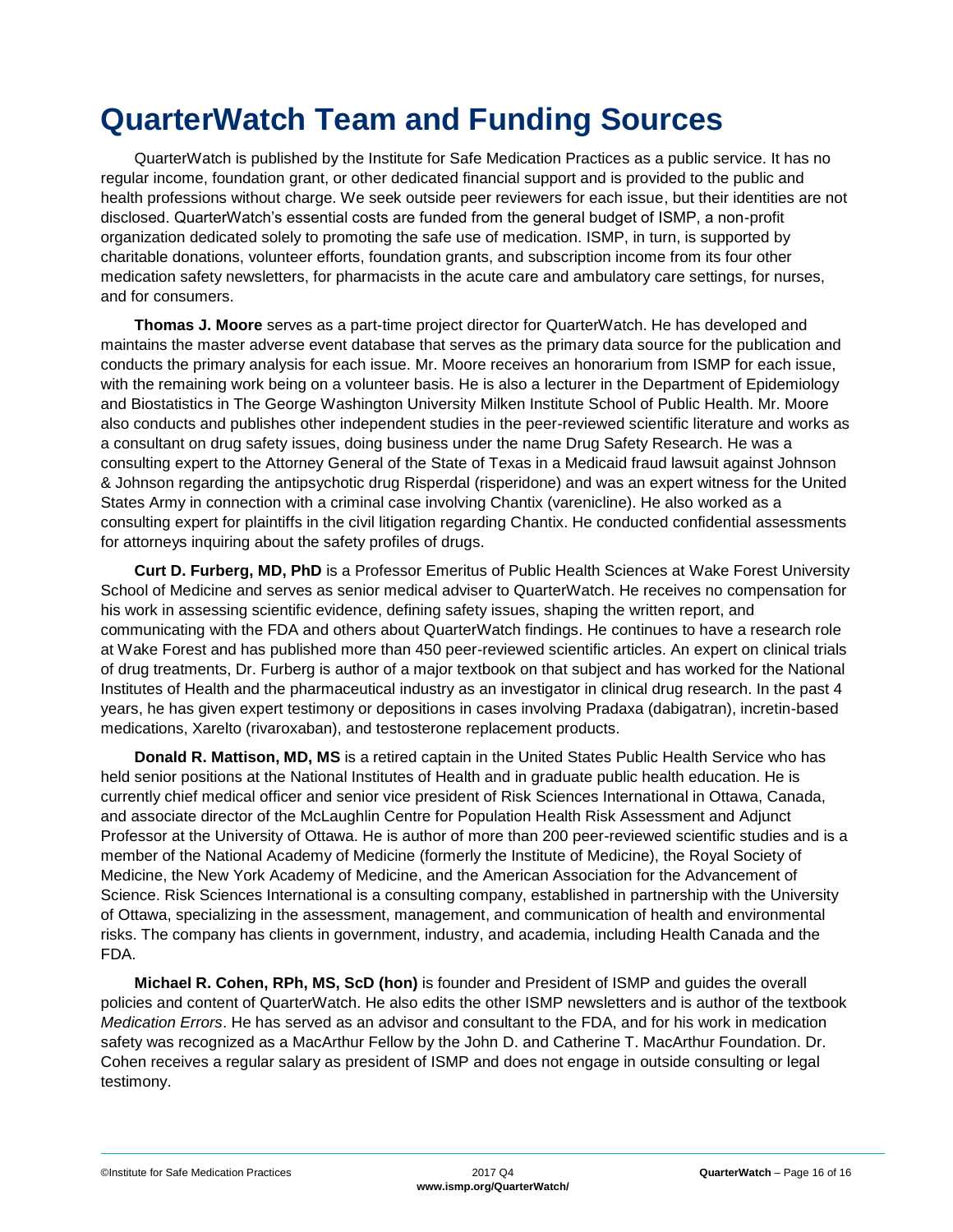# QuarterWatch Team and Funding Sources

QuarterWatch is published by the Institute for Safe Medication Practices as a public service. It has no regular income, foundation grant, or other dedicated financial support and is provided to the public and health professions without charge. We seek outside peer reviewers for each issue, but their identities are not disclosed. QuarterWatch's essential costs are funded from the general budget of ISMP, a non-profit organization dedicated solely to promoting the safe use of medication. ISMP, in turn, is supported by charitable donations, volunteer efforts, foundation grants, and subscription income from its four other medication safety newsletters, for pharmacists in the acute care and ambulatory care settings, for nurses, and for consumers.

**Thomas J. Moore** serves as a part-time project director for QuarterWatch. He has developed and maintains the master adverse event database that serves as the primary data source for the publication and conducts the primary analysis for each issue. Mr. Moore receives an honorarium from ISMP for each issue, with the remaining work being on a volunteer basis. He is also a lecturer in the Department of Epidemiology and Biostatistics in The George Washington University Milken Institute School of Public Health. Mr. Moore also conducts and publishes other independent studies in the peer-reviewed scientific literature and works as a consultant on drug safety issues, doing business under the name Drug Safety Research. He was a consulting expert to the Attorney General of the State of Texas in a Medicaid fraud lawsuit against Johnson & Johnson regarding the antipsychotic drug Risperdal (risperidone) and was an expert witness for the United States Army in connection with a criminal case involving Chantix (varenicline). He also worked as a consulting expert for plaintiffs in the civil litigation regarding Chantix. He conducted confidential assessments for attorneys inquiring about the safety profiles of drugs.

**Curt D. Furberg, MD, PhD** is a Professor Emeritus of Public Health Sciences at Wake Forest University School of Medicine and serves as senior medical adviser to QuarterWatch. He receives no compensation for his work in assessing scientific evidence, defining safety issues, shaping the written report, and communicating with the FDA and others about QuarterWatch findings. He continues to have a research role at Wake Forest and has published more than 450 peer-reviewed scientific articles. An expert on clinical trials of drug treatments, Dr. Furberg is author of a major textbook on that subject and has worked for the National Institutes of Health and the pharmaceutical industry as an investigator in clinical drug research. In the past 4 years, he has given expert testimony or depositions in cases involving Pradaxa (dabigatran), incretin-based medications, Xarelto (rivaroxaban), and testosterone replacement products.

**Donald R. Mattison, MD, MS** is a retired captain in the United States Public Health Service who has held senior positions at the National Institutes of Health and in graduate public health education. He is currently chief medical officer and senior vice president of Risk Sciences International in Ottawa, Canada, and associate director of the McLaughlin Centre for Population Health Risk Assessment and Adjunct Professor at the University of Ottawa. He is author of more than 200 peer-reviewed scientific studies and is a member of the National Academy of Medicine (formerly the Institute of Medicine), the Royal Society of Medicine, the New York Academy of Medicine, and the American Association for the Advancement of Science. Risk Sciences International is a consulting company, established in partnership with the University of Ottawa, specializing in the assessment, management, and communication of health and environmental risks. The company has clients in government, industry, and academia, including Health Canada and the FDA.

**Michael R. Cohen, RPh, MS, ScD (hon)** is founder and President of ISMP and guides the overall policies and content of QuarterWatch. He also edits the other ISMP newsletters and is author of the textbook *Medication Errors*. He has served as an advisor and consultant to the FDA, and for his work in medication safety was recognized as a MacArthur Fellow by the John D. and Catherine T. MacArthur Foundation. Dr. Cohen receives a regular salary as president of ISMP and does not engage in outside consulting or legal testimony.